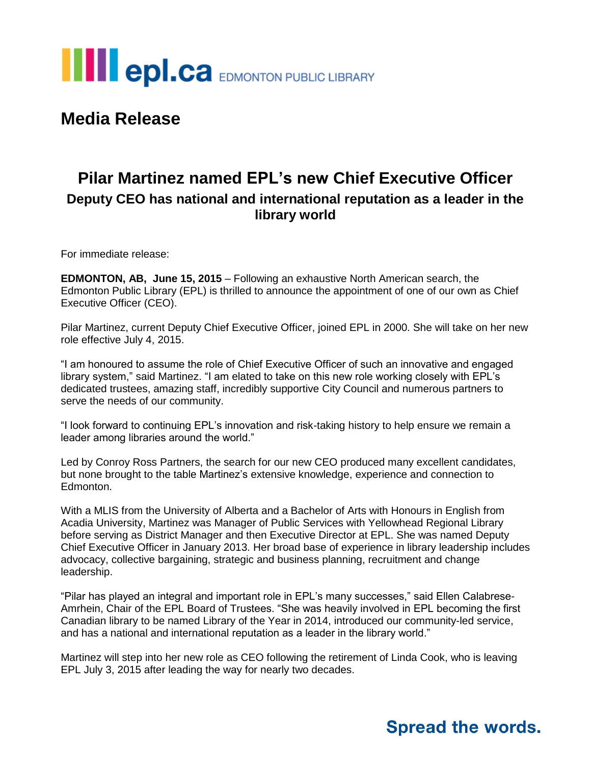epl.ca EDMONTON PUBLIC LIBRARY

# Media Release

## Pilar Martinez named EPL's new Chief Executive Officer

### Deputy CEO has national and international reputation as a leader in the library world

For immediate release:

**EDMONTON, AB, June 15, 2015** – Following an exhaustive North American search, the Edmonton Public Library (EPL) is thrilled to announce the appointment of one of our own as Chief Executive Officer (CEO).

Pilar Martinez, current Deputy Chief Executive Officer, joined EPL in 2000. She will take on her new role effective July 4, 2015.

"I am honoured to assume the role of Chief Executive Officer of such an innovative and engaged library system," said Martinez. "I am elated to take on this new role working closely with EPL's dedicated trustees, amazing staff, incredibly supportive City Council and numerous partners to serve the needs of our community.

"I look forward to continuing EPL's innovation and risk-taking history to help ensure we remain a leader among libraries around the world."

Led by Conroy Ross Partners, the search for our new CEO produced many excellent candidates, but none brought to the table Martinez's extensive knowledge, experience and connection to Edmonton.

With a MLIS from the University of Alberta and a Bachelor of Arts with Honours in English from Acadia University, Martinez was Manager of Public Services with Yellowhead Regional Library before serving as District Manager and then Executive Director at EPL. She was named Deputy Chief Executive Officer in January 2013. Her broad base of experience in library leadership includes advocacy, collective bargaining, strategic and business planning, recruitment and change leadership.

"Pilar has played an integral and important role in EPL's many successes," said Ellen Calabrese-Amrhein, Chair of the EPL Board of Trustees. "She was heavily involved in EPL becoming the first Canadian library to be named Library of the Year in 2014, introduced our community-led service, and has a national and international reputation as a leader in the library world."

Martinez will step into her new role as CEO following the retirement of Linda Cook, who is leaving EPL July 3, 2015 after leading the way for nearly two decades.

**Spread the words.**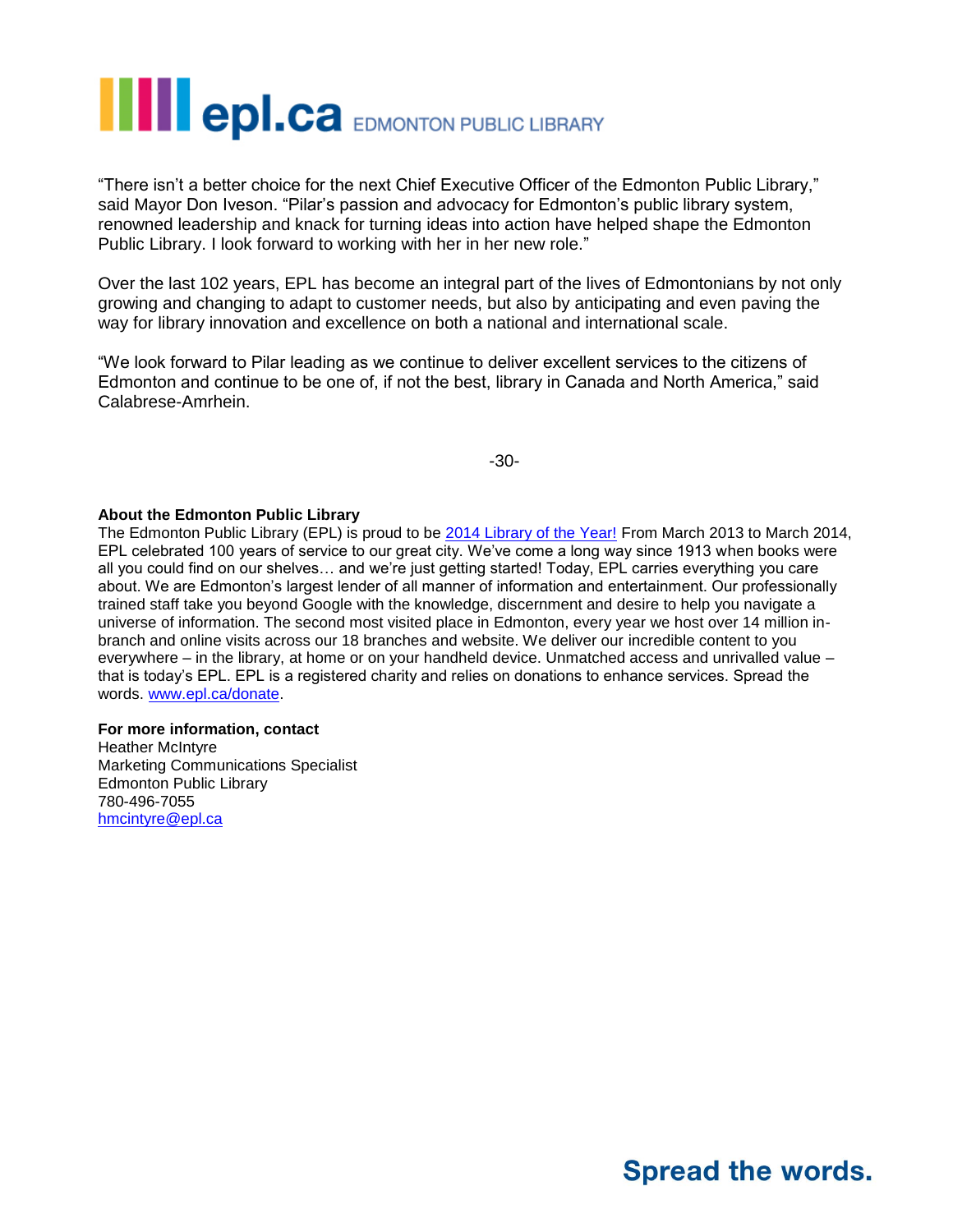"There isn't a better choice for the next Chief Executive Officer of the Edmonton Public Library," said Mayor Don Iveson. "Pilar's passion and advocacy for Edmonton's public library system, renowned leadership and knack for turning ideas into action have helped shape the Edmonton Public Library. I look forward to working with her in her new role."

Over the last 102 years, EPL has become an integral part of the lives of Edmontonians by not only growing and changing to adapt to customer needs, but also by anticipating and even paving the way for library innovation and excellence on both a national and international scale.

"We look forward to Pilar leading as we continue to deliver excellent services to the citizens of Edmonton and continue to be one of, if not the best, library in Canada and North America," said Calabrese-Amrhein.

-30-

**About the Edmonton Public Library**
The Edmonton Public Library (EPL) is proud to be 2014 Library of the Year! From March 2013 to March 2014, EPL celebrated 100 years of service to our great city. We've come a long way since 1913 when books were all you could find on our shelves… and we're just getting started! Today, EPL carries everything you care about. We are Edmonton's largest lender of all manner of information and entertainment. Our professionally trained staff take you beyond Google with the knowledge, discernment and desire to help you navigate a universe of information. The second most visited place in Edmonton, every year we host over 14 million in-branch and online visits across our 18 branches and website. We deliver our incredible content to you everywhere – in the library, at home or on your handheld device. Unmatched access and unrivalled value – that is today's EPL. EPL is a registered charity and relies on donations to enhance services. Spread the words. www.epl.ca/donate.

**For more information, contact**
Heather McIntyre
Marketing Communications Specialist
Edmonton Public Library
780-496-7055
hmcintyre@epl.ca

**Spread the words.**